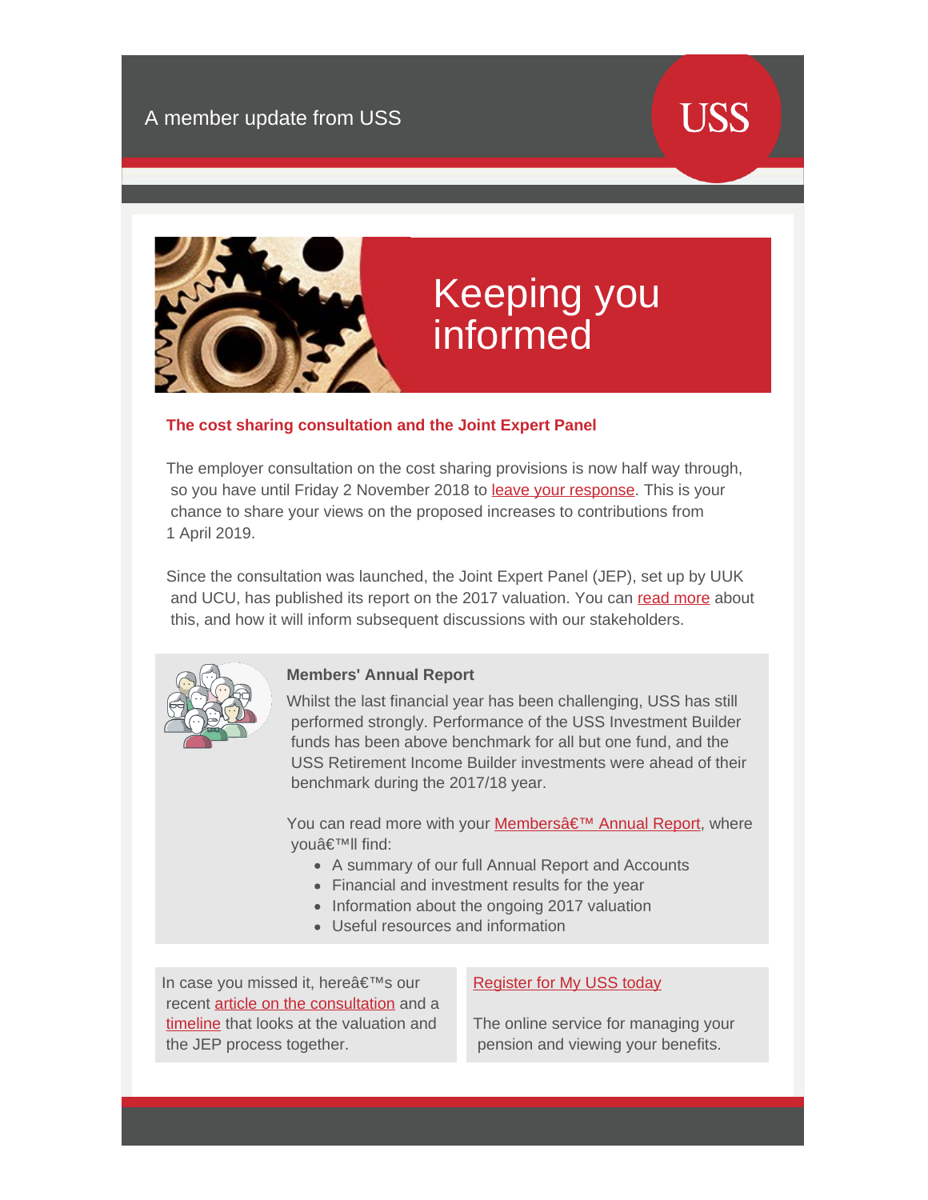A member update from USS

USS

# Keeping you informed

### The cost sharing consultation and the Joint Expert Panel

The employer consultation on the cost sharing provisions is now half way through, so you have until Friday 2 November 2018 to leave your response. This is your chance to share your views on the proposed increases to contributions from 1 April 2019.

Since the consultation was launched, the Joint Expert Panel (JEP), set up by UUK and UCU, has published its report on the 2017 valuation. You can read more about this, and how it will inform subsequent discussions with our stakeholders.

**Members' Annual Report**

Whilst the last financial year has been challenging, USS has still performed strongly. Performance of the USS Investment Builder funds has been above benchmark for all but one fund, and the USS Retirement Income Builder investments were ahead of their benchmark during the 2017/18 year.

You can read more with your Membersâ€™ Annual Report, where youâ€™ll find:

- A summary of our full Annual Report and Accounts
- Financial and investment results for the year
- Information about the ongoing 2017 valuation
- Useful resources and information

In case you missed it, hereâ€™s our recent article on the consultation and a timeline that looks at the valuation and the JEP process together.

Register for My USS today

The online service for managing your pension and viewing your benefits.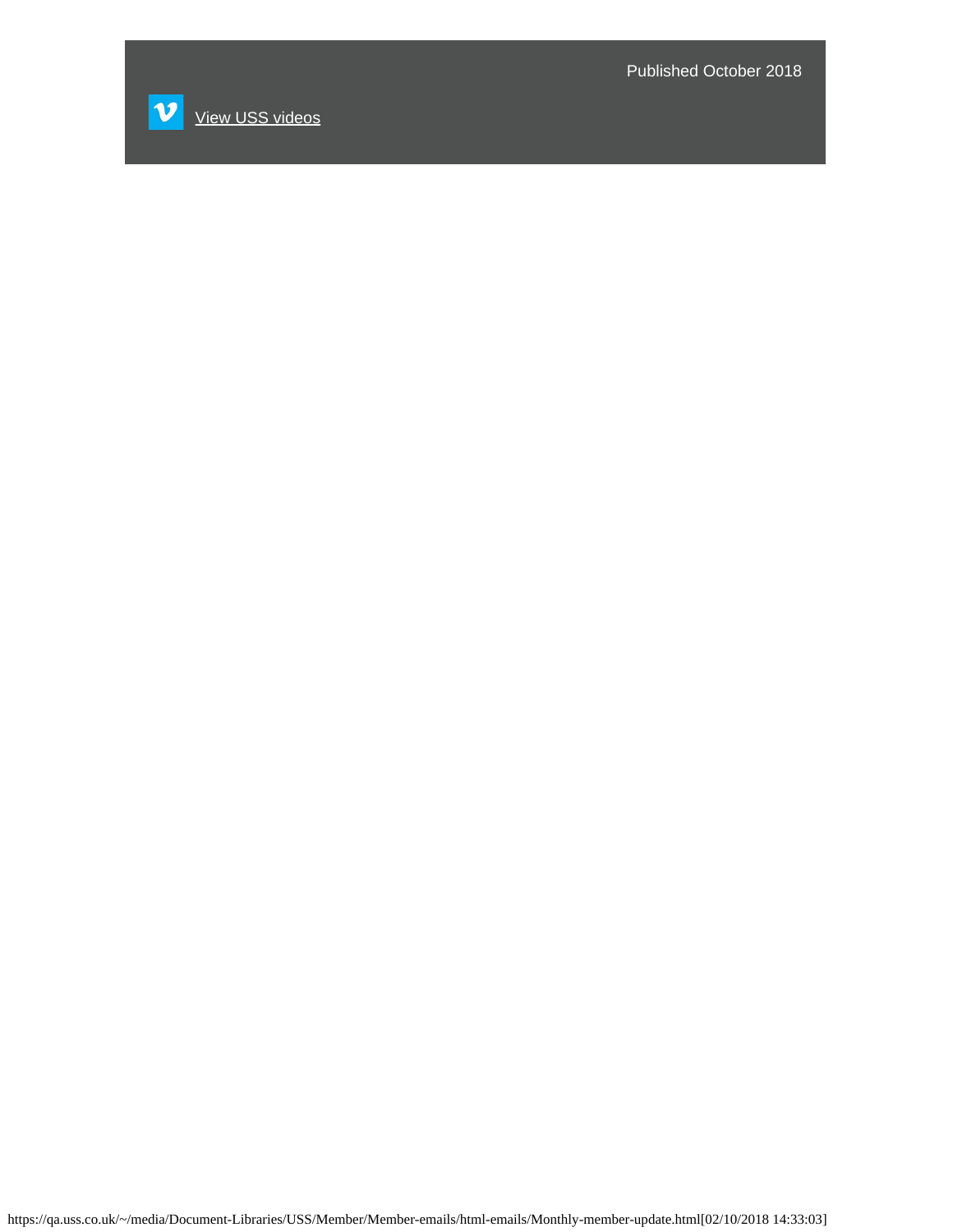Published October 2018

View USS videos